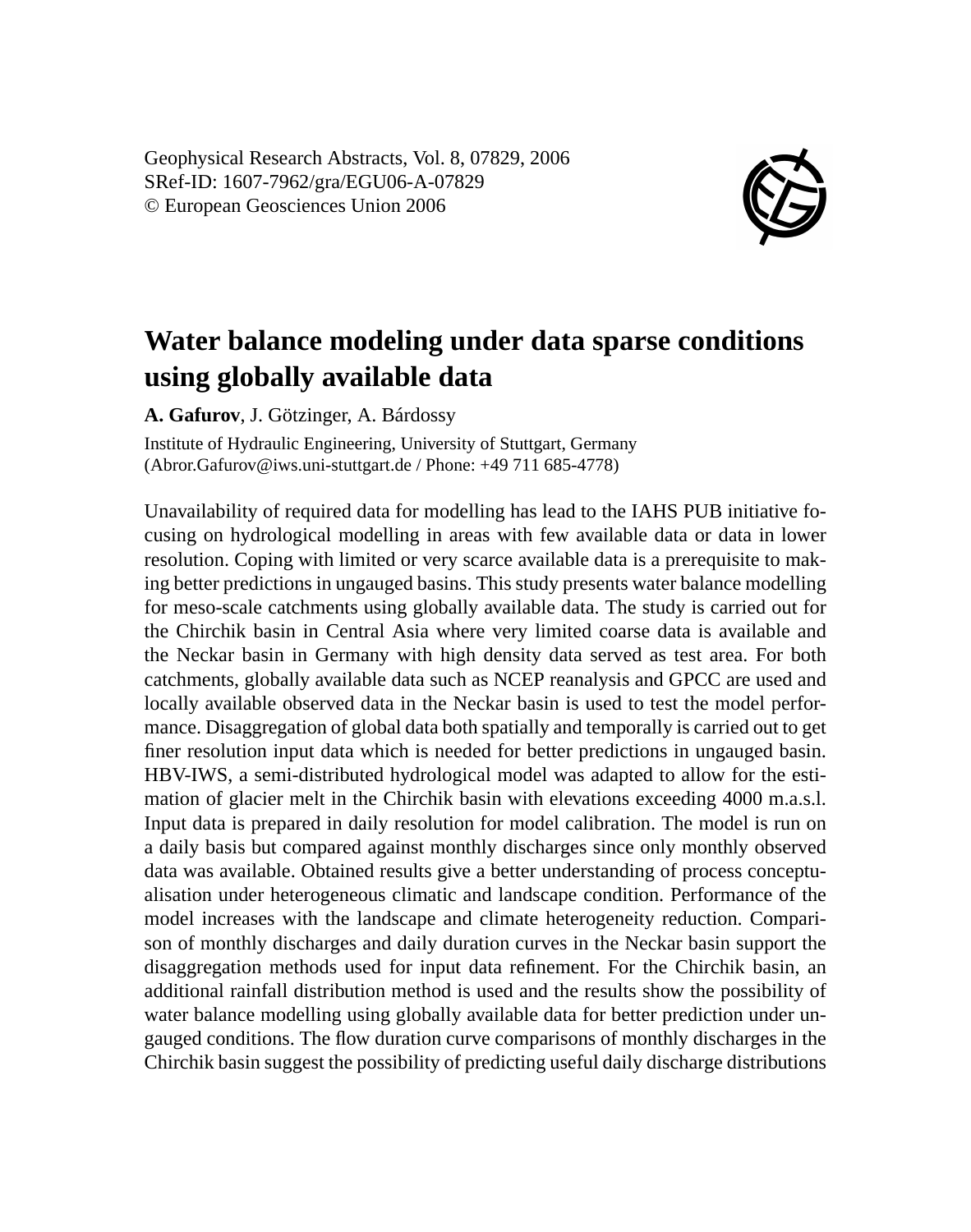# Water balance modeling under data sparse conditions using globally available data

**A. Gafurov**, J. Götzinger, A. Bárdossy

Institute of Hydraulic Engineering, University of Stuttgart, Germany
(Abror.Gafurov@iws.uni-stuttgart.de / Phone: +49 711 685-4778)

Unavailability of required data for modelling has lead to the IAHS PUB initiative focusing on hydrological modelling in areas with few available data or data in lower resolution. Coping with limited or very scarce available data is a prerequisite to making better predictions in ungauged basins. This study presents water balance modelling for meso-scale catchments using globally available data. The study is carried out for the Chirchik basin in Central Asia where very limited coarse data is available and the Neckar basin in Germany with high density data served as test area. For both catchments, globally available data such as NCEP reanalysis and GPCC are used and locally available observed data in the Neckar basin is used to test the model performance. Disaggregation of global data both spatially and temporally is carried out to get finer resolution input data which is needed for better predictions in ungauged basin. HBV-IWS, a semi-distributed hydrological model was adapted to allow for the estimation of glacier melt in the Chirchik basin with elevations exceeding 4000 m.a.s.l. Input data is prepared in daily resolution for model calibration. The model is run on a daily basis but compared against monthly discharges since only monthly observed data was available. Obtained results give a better understanding of process conceptualisation under heterogeneous climatic and landscape condition. Performance of the model increases with the landscape and climate heterogeneity reduction. Comparison of monthly discharges and daily duration curves in the Neckar basin support the disaggregation methods used for input data refinement. For the Chirchik basin, an additional rainfall distribution method is used and the results show the possibility of water balance modelling using globally available data for better prediction under ungauged conditions. The flow duration curve comparisons of monthly discharges in the Chirchik basin suggest the possibility of predicting useful daily discharge distributions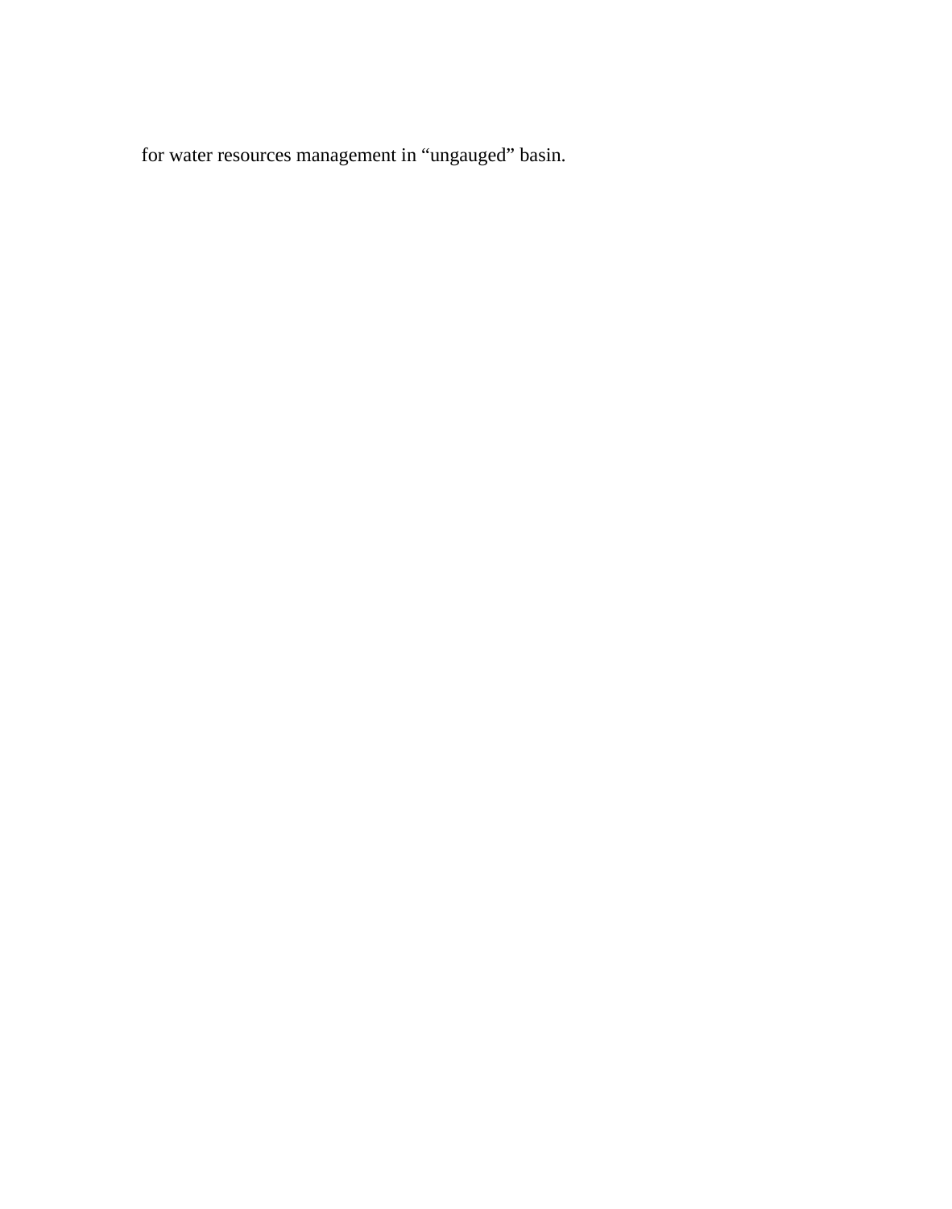for water resources management in “ungauged” basin.